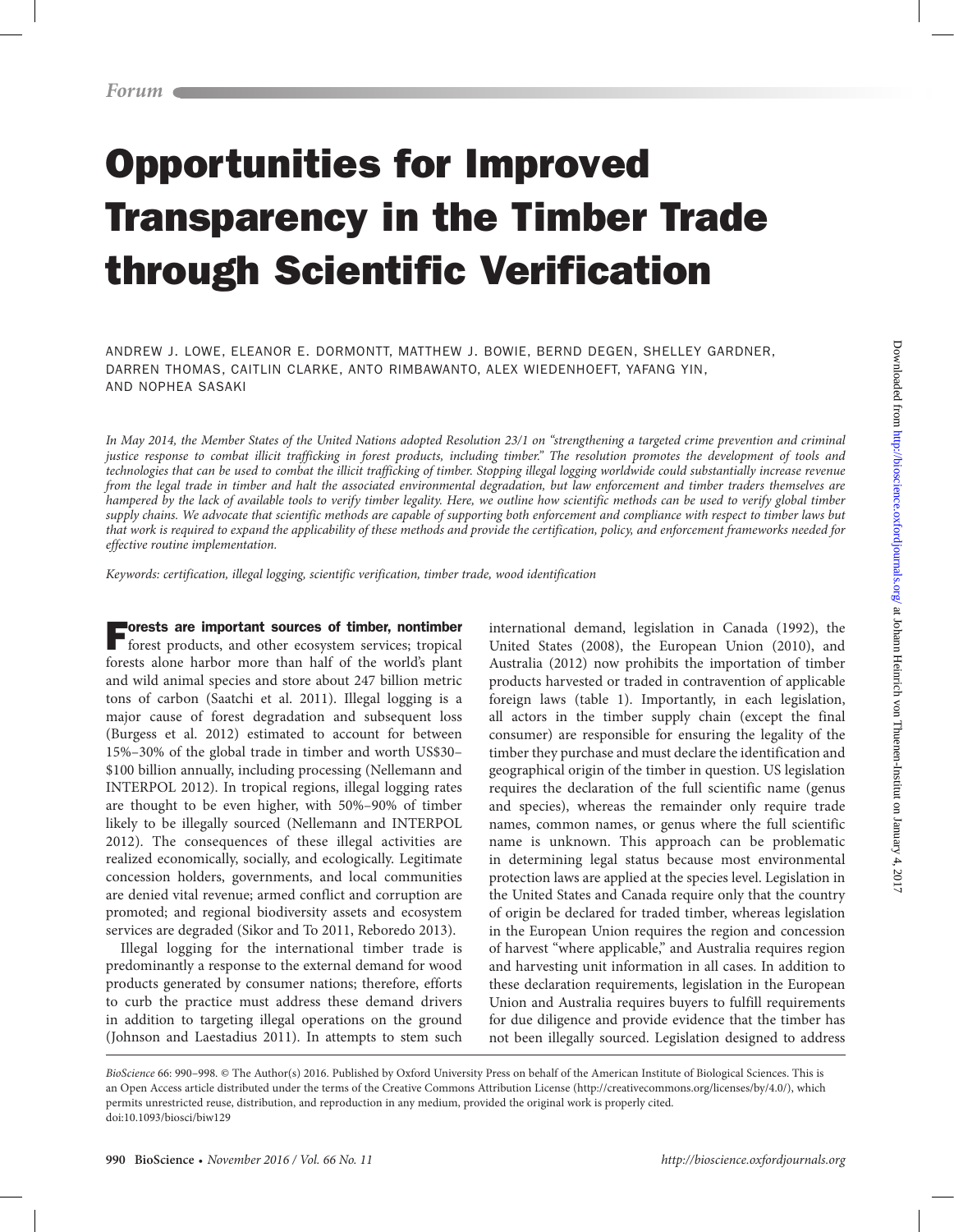*Forum*

# Opportunities for Improved Transparency in the Timber Trade through Scientific Verification

ANDREW J. LOWE, ELEANOR E. DORMONTT, MATTHEW J. BOWIE, BERND DEGEN, SHELLEY GARDNER, DARREN THOMAS, CAITLIN CLARKE, ANTO RIMBAWANTO, ALEX WIEDENHOEFT, YAFANG YIN, AND NOPHEA SASAKI

*In May 2014, the Member States of the United Nations adopted Resolution 23/1 on "strengthening a targeted crime prevention and criminal justice response to combat illicit trafficking in forest products, including timber." The resolution promotes the development of tools and technologies that can be used to combat the illicit trafficking of timber. Stopping illegal logging worldwide could substantially increase revenue from the legal trade in timber and halt the associated environmental degradation, but law enforcement and timber traders themselves are hampered by the lack of available tools to verify timber legality. Here, we outline how scientific methods can be used to verify global timber supply chains. We advocate that scientific methods are capable of supporting both enforcement and compliance with respect to timber laws but that work is required to expand the applicability of these methods and provide the certification, policy, and enforcement frameworks needed for effective routine implementation.*

*Keywords: certification, illegal logging, scientific verification, timber trade, wood identification*

**Forests are important sources of timber, nontimber** forest products, and other ecosystem services; tropical forests alone harbor more than half of the world's plant and wild animal species and store about 247 billion metric tons of carbon (Saatchi et al. 2011). Illegal logging is a major cause of forest degradation and subsequent loss (Burgess et al. 2012) estimated to account for between 15%–30% of the global trade in timber and worth US$30–$100 billion annually, including processing (Nellemann and INTERPOL 2012). In tropical regions, illegal logging rates are thought to be even higher, with 50%–90% of timber likely to be illegally sourced (Nellemann and INTERPOL 2012). The consequences of these illegal activities are realized economically, socially, and ecologically. Legitimate concession holders, governments, and local communities are denied vital revenue; armed conflict and corruption are promoted; and regional biodiversity assets and ecosystem services are degraded (Sikor and To 2011, Reboredo 2013).

Illegal logging for the international timber trade is predominantly a response to the external demand for wood products generated by consumer nations; therefore, efforts to curb the practice must address these demand drivers in addition to targeting illegal operations on the ground (Johnson and Laestadius 2011). In attempts to stem such international demand, legislation in Canada (1992), the United States (2008), the European Union (2010), and Australia (2012) now prohibits the importation of timber products harvested or traded in contravention of applicable foreign laws (table 1). Importantly, in each legislation, all actors in the timber supply chain (except the final consumer) are responsible for ensuring the legality of the timber they purchase and must declare the identification and geographical origin of the timber in question. US legislation requires the declaration of the full scientific name (genus and species), whereas the remainder only require trade names, common names, or genus where the full scientific name is unknown. This approach can be problematic in determining legal status because most environmental protection laws are applied at the species level. Legislation in the United States and Canada require only that the country of origin be declared for traded timber, whereas legislation in the European Union requires the region and concession of harvest "where applicable," and Australia requires region and harvesting unit information in all cases. In addition to these declaration requirements, legislation in the European Union and Australia requires buyers to fulfill requirements for due diligence and provide evidence that the timber has not been illegally sourced. Legislation designed to address

*BioScience* 66: 990–998. © The Author(s) 2016. Published by Oxford University Press on behalf of the American Institute of Biological Sciences. This is an Open Access article distributed under the terms of the Creative Commons Attribution License (http://creativecommons.org/licenses/by/4.0/), which permits unrestricted reuse, distribution, and reproduction in any medium, provided the original work is properly cited.
doi:10.1093/biosci/biw129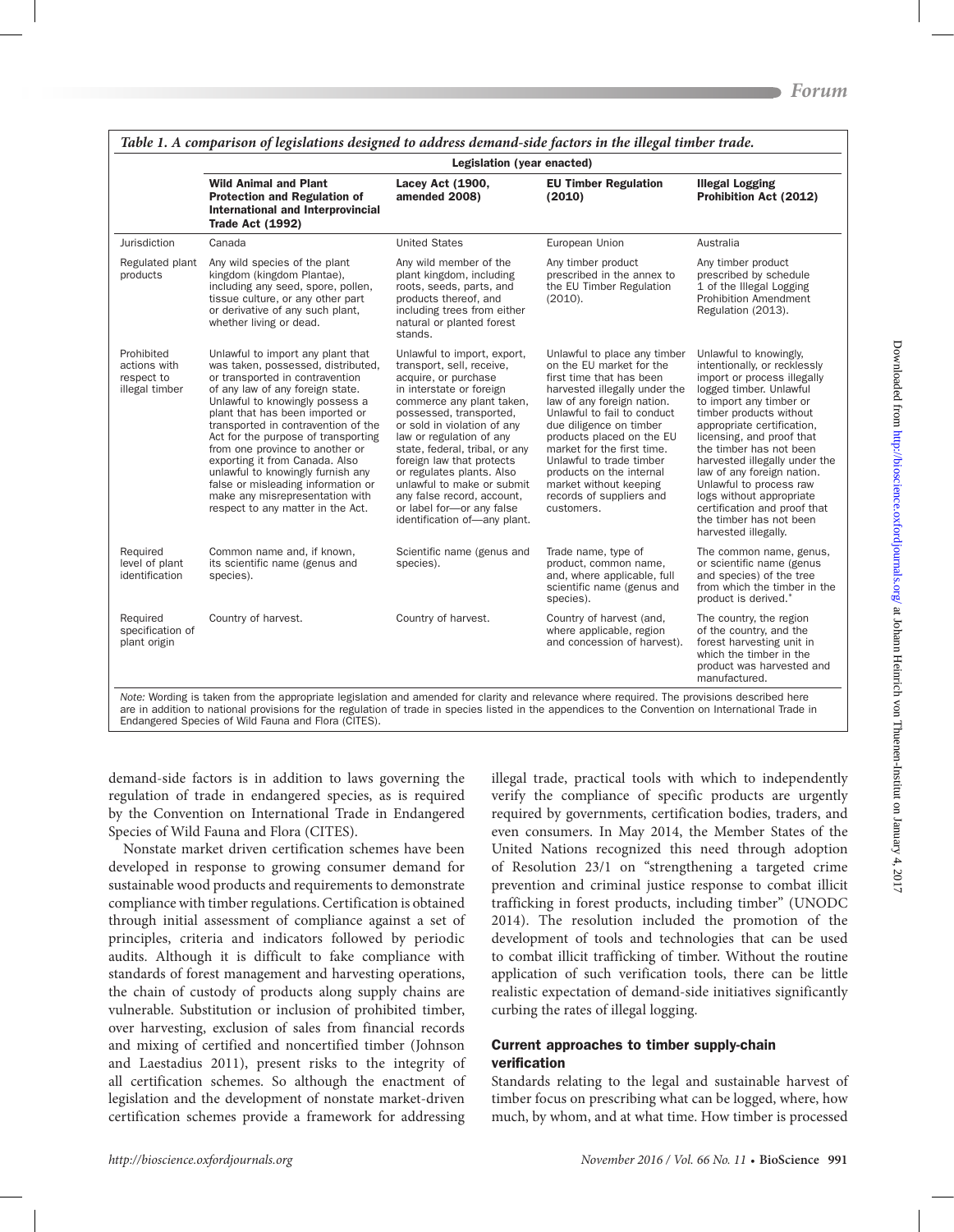*Table 1. A comparison of legislations designed to address demand-side factors in the illegal timber trade.*

| | Legislation (year enacted) | | | |
|---|---|---|---|---|
| | **Wild Animal and Plant Protection and Regulation of International and Interprovincial Trade Act (1992)** | **Lacey Act (1900, amended 2008)** | **EU Timber Regulation (2010)** | **Illegal Logging Prohibition Act (2012)** |
| Jurisdiction | Canada | United States | European Union | Australia |
| Regulated plant products | Any wild species of the plant kingdom (kingdom Plantae), including any seed, spore, pollen, tissue culture, or any other part or derivative of any such plant, whether living or dead. | Any wild member of the plant kingdom, including roots, seeds, parts, and products thereof, and including trees from either natural or planted forest stands. | Any timber product prescribed in the annex to the EU Timber Regulation (2010). | Any timber product prescribed by schedule 1 of the Illegal Logging Prohibition Amendment Regulation (2013). |
| Prohibited actions with respect to illegal timber | Unlawful to import any plant that was taken, possessed, distributed, or transported in contravention of any law of any foreign state. Unlawful to knowingly possess a plant that has been imported or transported in contravention of the Act for the purpose of transporting from one province to another or exporting it from Canada. Also unlawful to knowingly furnish any false or misleading information or make any misrepresentation with respect to any matter in the Act. | Unlawful to import, export, transport, sell, receive, acquire, or purchase in interstate or foreign commerce any plant taken, possessed, transported, or sold in violation of any law or regulation of any state, federal, tribal, or any foreign law that protects or regulates plants. Also unlawful to make or submit any false record, account, or label for—or any false identification of—any plant. | Unlawful to place any timber on the EU market for the first time that has been harvested illegally under the law of any foreign nation. Unlawful to fail to conduct due diligence on timber products placed on the EU market for the first time. Unlawful to trade timber products on the internal market without keeping records of suppliers and customers. | Unlawful to knowingly, intentionally, or recklessly import or process illegally logged timber. Unlawful to import any timber or timber products without appropriate certification, licensing, and proof that the timber has not been harvested illegally under the law of any foreign nation. Unlawful to process raw logs without appropriate certification and proof that the timber has not been harvested illegally. |
| Required level of plant identification | Common name and, if known, its scientific name (genus and species). | Scientific name (genus and species). | Trade name, type of product, common name, and, where applicable, full scientific name (genus and species). | The common name, genus, or scientific name (genus and species) of the tree from which the timber in the product is derived.* |
| Required specification of plant origin | Country of harvest. | Country of harvest. | Country of harvest (and, where applicable, region and concession of harvest). | The country, the region of the country, and the forest harvesting unit in which the timber in the product was harvested and manufactured. |

*Note:* Wording is taken from the appropriate legislation and amended for clarity and relevance where required. The provisions described here are in addition to national provisions for the regulation of trade in species listed in the appendices to the Convention on International Trade in Endangered Species of Wild Fauna and Flora (CITES).

demand-side factors is in addition to laws governing the regulation of trade in endangered species, as is required by the Convention on International Trade in Endangered Species of Wild Fauna and Flora (CITES).

Nonstate market driven certification schemes have been developed in response to growing consumer demand for sustainable wood products and requirements to demonstrate compliance with timber regulations. Certification is obtained through initial assessment of compliance against a set of principles, criteria and indicators followed by periodic audits. Although it is difficult to fake compliance with standards of forest management and harvesting operations, the chain of custody of products along supply chains are vulnerable. Substitution or inclusion of prohibited timber, over harvesting, exclusion of sales from financial records and mixing of certified and noncertified timber (Johnson and Laestadius 2011), present risks to the integrity of all certification schemes. So although the enactment of legislation and the development of nonstate market-driven certification schemes provide a framework for addressing illegal trade, practical tools with which to independently verify the compliance of specific products are urgently required by governments, certification bodies, traders, and even consumers. In May 2014, the Member States of the United Nations recognized this need through adoption of Resolution 23/1 on "strengthening a targeted crime prevention and criminal justice response to combat illicit trafficking in forest products, including timber" (UNODC 2014). The resolution included the promotion of the development of tools and technologies that can be used to combat illicit trafficking of timber. Without the routine application of such verification tools, there can be little realistic expectation of demand-side initiatives significantly curbing the rates of illegal logging.

## Current approaches to timber supply-chain verification

Standards relating to the legal and sustainable harvest of timber focus on prescribing what can be logged, where, how much, by whom, and at what time. How timber is processed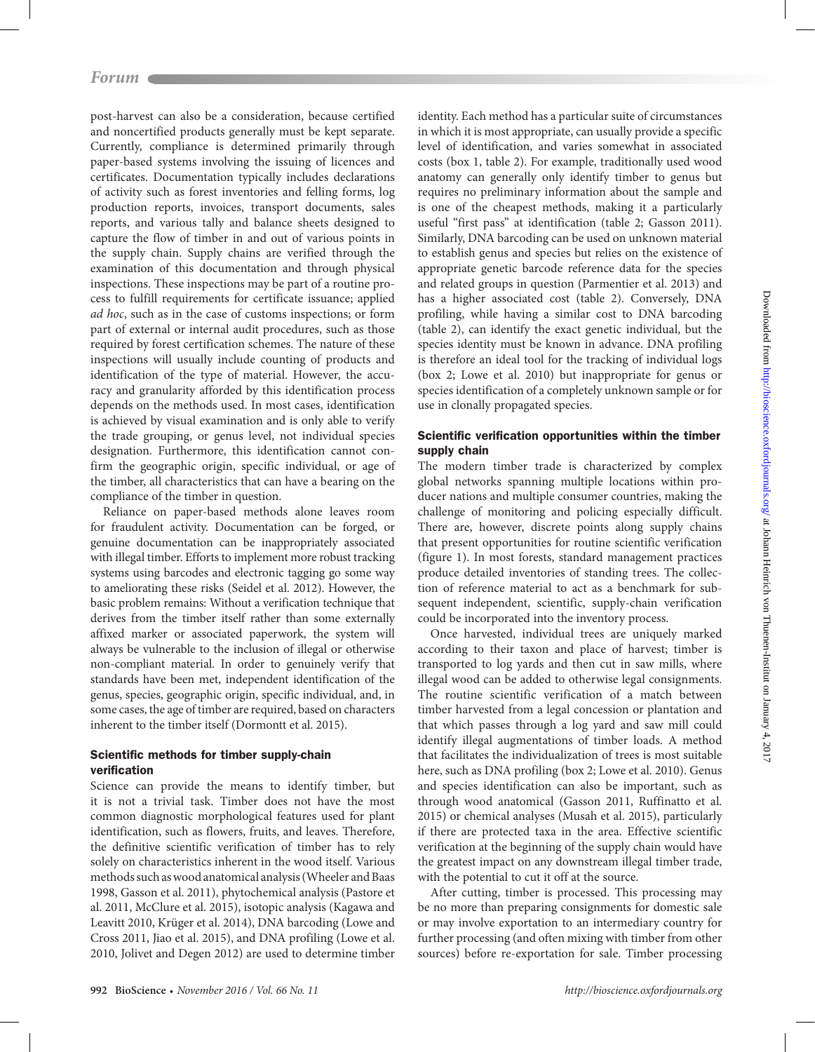post-harvest can also be a consideration, because certified and noncertified products generally must be kept separate. Currently, compliance is determined primarily through paper-based systems involving the issuing of licences and certificates. Documentation typically includes declarations of activity such as forest inventories and felling forms, log production reports, invoices, transport documents, sales reports, and various tally and balance sheets designed to capture the flow of timber in and out of various points in the supply chain. Supply chains are verified through the examination of this documentation and through physical inspections. These inspections may be part of a routine process to fulfill requirements for certificate issuance; applied *ad hoc*, such as in the case of customs inspections; or form part of external or internal audit procedures, such as those required by forest certification schemes. The nature of these inspections will usually include counting of products and identification of the type of material. However, the accuracy and granularity afforded by this identification process depends on the methods used. In most cases, identification is achieved by visual examination and is only able to verify the trade grouping, or genus level, not individual species designation. Furthermore, this identification cannot confirm the geographic origin, specific individual, or age of the timber, all characteristics that can have a bearing on the compliance of the timber in question.

Reliance on paper-based methods alone leaves room for fraudulent activity. Documentation can be forged, or genuine documentation can be inappropriately associated with illegal timber. Efforts to implement more robust tracking systems using barcodes and electronic tagging go some way to ameliorating these risks (Seidel et al. 2012). However, the basic problem remains: Without a verification technique that derives from the timber itself rather than some externally affixed marker or associated paperwork, the system will always be vulnerable to the inclusion of illegal or otherwise non-compliant material. In order to genuinely verify that standards have been met, independent identification of the genus, species, geographic origin, specific individual, and, in some cases, the age of timber are required, based on characters inherent to the timber itself (Dormontt et al. 2015).

## Scientific methods for timber supply-chain verification

Science can provide the means to identify timber, but it is not a trivial task. Timber does not have the most common diagnostic morphological features used for plant identification, such as flowers, fruits, and leaves. Therefore, the definitive scientific verification of timber has to rely solely on characteristics inherent in the wood itself. Various methods such as wood anatomical analysis (Wheeler and Baas 1998, Gasson et al. 2011), phytochemical analysis (Pastore et al. 2011, McClure et al. 2015), isotopic analysis (Kagawa and Leavitt 2010, Krüger et al. 2014), DNA barcoding (Lowe and Cross 2011, Jiao et al. 2015), and DNA profiling (Lowe et al. 2010, Jolivet and Degen 2012) are used to determine timber identity. Each method has a particular suite of circumstances in which it is most appropriate, can usually provide a specific level of identification, and varies somewhat in associated costs (box 1, table 2). For example, traditionally used wood anatomy can generally only identify timber to genus but requires no preliminary information about the sample and is one of the cheapest methods, making it a particularly useful "first pass" at identification (table 2; Gasson 2011). Similarly, DNA barcoding can be used on unknown material to establish genus and species but relies on the existence of appropriate genetic barcode reference data for the species and related groups in question (Parmentier et al. 2013) and has a higher associated cost (table 2). Conversely, DNA profiling, while having a similar cost to DNA barcoding (table 2), can identify the exact genetic individual, but the species identity must be known in advance. DNA profiling is therefore an ideal tool for the tracking of individual logs (box 2; Lowe et al. 2010) but inappropriate for genus or species identification of a completely unknown sample or for use in clonally propagated species.

## Scientific verification opportunities within the timber supply chain

The modern timber trade is characterized by complex global networks spanning multiple locations within producer nations and multiple consumer countries, making the challenge of monitoring and policing especially difficult. There are, however, discrete points along supply chains that present opportunities for routine scientific verification (figure 1). In most forests, standard management practices produce detailed inventories of standing trees. The collection of reference material to act as a benchmark for subsequent independent, scientific, supply-chain verification could be incorporated into the inventory process.

Once harvested, individual trees are uniquely marked according to their taxon and place of harvest; timber is transported to log yards and then cut in saw mills, where illegal wood can be added to otherwise legal consignments. The routine scientific verification of a match between timber harvested from a legal concession or plantation and that which passes through a log yard and saw mill could identify illegal augmentations of timber loads. A method that facilitates the individualization of trees is most suitable here, such as DNA profiling (box 2; Lowe et al. 2010). Genus and species identification can also be important, such as through wood anatomical (Gasson 2011, Ruffinatto et al. 2015) or chemical analyses (Musah et al. 2015), particularly if there are protected taxa in the area. Effective scientific verification at the beginning of the supply chain would have the greatest impact on any downstream illegal timber trade, with the potential to cut it off at the source.

After cutting, timber is processed. This processing may be no more than preparing consignments for domestic sale or may involve exportation to an intermediary country for further processing (and often mixing with timber from other sources) before re-exportation for sale. Timber processing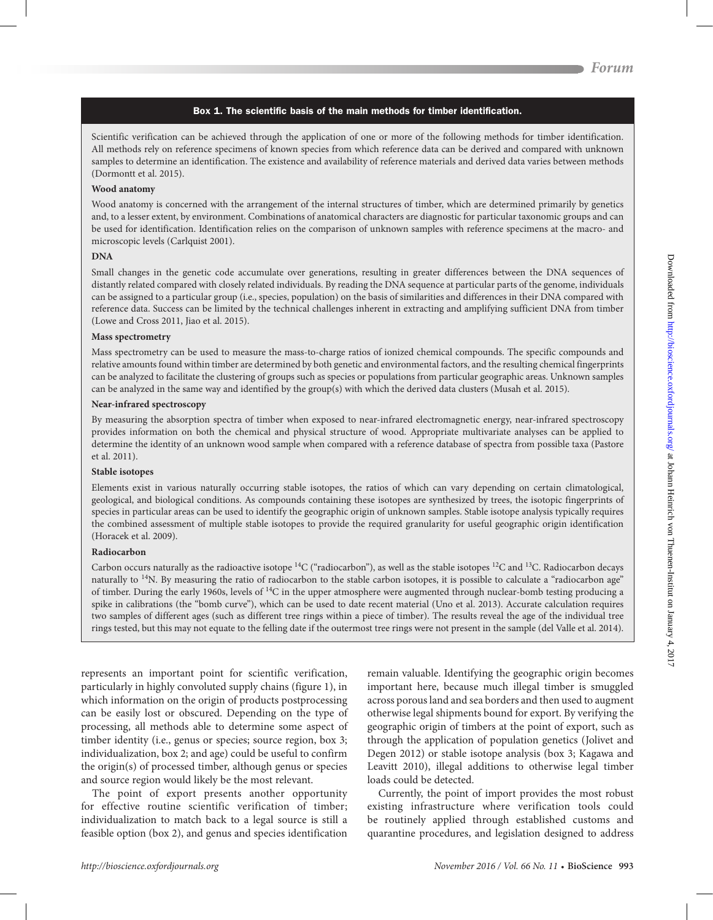### Box 1. The scientific basis of the main methods for timber identification.

Scientific verification can be achieved through the application of one or more of the following methods for timber identification. All methods rely on reference specimens of known species from which reference data can be derived and compared with unknown samples to determine an identification. The existence and availability of reference materials and derived data varies between methods (Dormontt et al. 2015).

**Wood anatomy**

Wood anatomy is concerned with the arrangement of the internal structures of timber, which are determined primarily by genetics and, to a lesser extent, by environment. Combinations of anatomical characters are diagnostic for particular taxonomic groups and can be used for identification. Identification relies on the comparison of unknown samples with reference specimens at the macro- and microscopic levels (Carlquist 2001).

**DNA**

Small changes in the genetic code accumulate over generations, resulting in greater differences between the DNA sequences of distantly related compared with closely related individuals. By reading the DNA sequence at particular parts of the genome, individuals can be assigned to a particular group (i.e., species, population) on the basis of similarities and differences in their DNA compared with reference data. Success can be limited by the technical challenges inherent in extracting and amplifying sufficient DNA from timber (Lowe and Cross 2011, Jiao et al. 2015).

**Mass spectrometry**

Mass spectrometry can be used to measure the mass-to-charge ratios of ionized chemical compounds. The specific compounds and relative amounts found within timber are determined by both genetic and environmental factors, and the resulting chemical fingerprints can be analyzed to facilitate the clustering of groups such as species or populations from particular geographic areas. Unknown samples can be analyzed in the same way and identified by the group(s) with which the derived data clusters (Musah et al. 2015).

**Near-infrared spectroscopy**

By measuring the absorption spectra of timber when exposed to near-infrared electromagnetic energy, near-infrared spectroscopy provides information on both the chemical and physical structure of wood. Appropriate multivariate analyses can be applied to determine the identity of an unknown wood sample when compared with a reference database of spectra from possible taxa (Pastore et al. 2011).

**Stable isotopes**

Elements exist in various naturally occurring stable isotopes, the ratios of which can vary depending on certain climatological, geological, and biological conditions. As compounds containing these isotopes are synthesized by trees, the isotopic fingerprints of species in particular areas can be used to identify the geographic origin of unknown samples. Stable isotope analysis typically requires the combined assessment of multiple stable isotopes to provide the required granularity for useful geographic origin identification (Horacek et al. 2009).

**Radiocarbon**

Carbon occurs naturally as the radioactive isotope $^{14}C$ ("radiocarbon"), as well as the stable isotopes $^{12}C$ and $^{13}C$. Radiocarbon decays naturally to $^{14}N$. By measuring the ratio of radiocarbon to the stable carbon isotopes, it is possible to calculate a "radiocarbon age" of timber. During the early 1960s, levels of $^{14}C$ in the upper atmosphere were augmented through nuclear-bomb testing producing a spike in calibrations (the "bomb curve"), which can be used to date recent material (Uno et al. 2013). Accurate calculation requires two samples of different ages (such as different tree rings within a piece of timber). The results reveal the age of the individual tree rings tested, but this may not equate to the felling date if the outermost tree rings were not present in the sample (del Valle et al. 2014).

represents an important point for scientific verification, particularly in highly convoluted supply chains (figure 1), in which information on the origin of products postprocessing can be easily lost or obscured. Depending on the type of processing, all methods able to determine some aspect of timber identity (i.e., genus or species; source region, box 3; individualization, box 2; and age) could be useful to confirm the origin(s) of processed timber, although genus or species and source region would likely be the most relevant.

The point of export presents another opportunity for effective routine scientific verification of timber; individualization to match back to a legal source is still a feasible option (box 2), and genus and species identification remain valuable. Identifying the geographic origin becomes important here, because much illegal timber is smuggled across porous land and sea borders and then used to augment otherwise legal shipments bound for export. By verifying the geographic origin of timbers at the point of export, such as through the application of population genetics (Jolivet and Degen 2012) or stable isotope analysis (box 3; Kagawa and Leavitt 2010), illegal additions to otherwise legal timber loads could be detected.

Currently, the point of import provides the most robust existing infrastructure where verification tools could be routinely applied through established customs and quarantine procedures, and legislation designed to address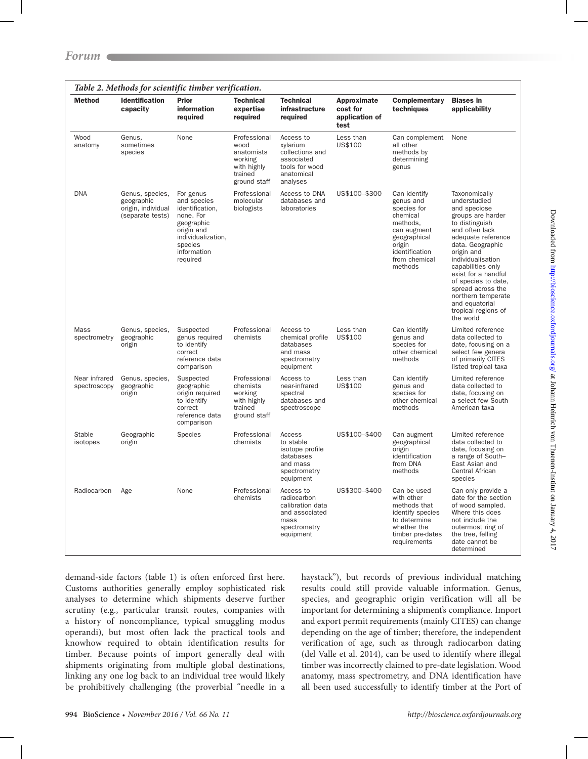*Table 2. Methods for scientific timber verification.*

| Method | Identification capacity | Prior information required | Technical expertise required | Technical infrastructure required | Approximate cost for application of test | Complementary techniques | Biases in applicability |
|---|---|---|---|---|---|---|---|
| Wood anatomy | Genus, sometimes species | None | Professional wood anatomists working with highly trained ground staff | Access to xylarium collections and associated tools for wood anatomical analyses | Less than US$100 | Can complement all other methods by determining genus | None |
| DNA | Genus, species, geographic origin, individual (separate tests) | For genus and species identification, none. For geographic origin and individualization, species information required | Professional molecular biologists | Access to DNA databases and laboratories | US$100–$300 | Can identify genus and species for chemical methods, can augment geographical origin identification from chemical methods | Taxonomically understudied and speciose groups are harder to distinguish and often lack adequate reference data. Geographic origin and individualisation capabilities only exist for a handful of species to date, spread across the northern temperate and equatorial tropical regions of the world |
| Mass spectrometry | Genus, species, geographic origin | Suspected genus required to identify correct reference data comparison | Professional chemists | Access to chemical profile databases and mass spectrometry equipment | Less than US$100 | Can identify genus and species for other chemical methods | Limited reference data collected to date, focusing on a select few genera of primarily CITES listed tropical taxa |
| Near infrared spectroscopy | Genus, species, geographic origin | Suspected geographic origin required to identify correct reference data comparison | Professional chemists working with highly trained ground staff | Access to near-infrared spectral databases and spectroscope | Less than US$100 | Can identify genus and species for other chemical methods | Limited reference data collected to date, focusing on a select few South American taxa |
| Stable isotopes | Geographic origin | Species | Professional chemists | Access to stable isotope profile databases and mass spectrometry equipment | US$100–$400 | Can augment geographical origin identification from DNA methods | Limited reference data collected to date, focusing on a range of South–East Asian and Central African species |
| Radiocarbon | Age | None | Professional chemists | Access to radiocarbon calibration data and associated mass spectrometry equipment | US$300–$400 | Can be used with other methods that identify species to determine whether the timber pre-dates requirements | Can only provide a date for the section of wood sampled. Where this does not include the outermost ring of the tree, felling date cannot be determined |

demand-side factors (table 1) is often enforced first here. Customs authorities generally employ sophisticated risk analyses to determine which shipments deserve further scrutiny (e.g., particular transit routes, companies with a history of noncompliance, typical smuggling modus operandi), but most often lack the practical tools and knowhow required to obtain identification results for timber. Because points of import generally deal with shipments originating from multiple global destinations, linking any one log back to an individual tree would likely be prohibitively challenging (the proverbial "needle in a haystack"), but records of previous individual matching results could still provide valuable information. Genus, species, and geographic origin verification will all be important for determining a shipment's compliance. Import and export permit requirements (mainly CITES) can change depending on the age of timber; therefore, the independent verification of age, such as through radiocarbon dating (del Valle et al. 2014), can be used to identify where illegal timber was incorrectly claimed to pre-date legislation. Wood anatomy, mass spectrometry, and DNA identification have all been used successfully to identify timber at the Port of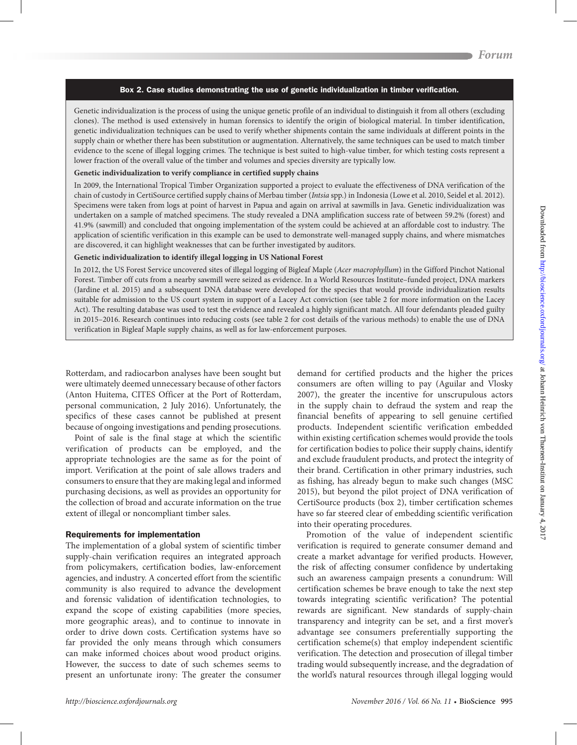### Box 2. Case studies demonstrating the use of genetic individualization in timber verification.

Genetic individualization is the process of using the unique genetic profile of an individual to distinguish it from all others (excluding clones). The method is used extensively in human forensics to identify the origin of biological material. In timber identification, genetic individualization techniques can be used to verify whether shipments contain the same individuals at different points in the supply chain or whether there has been substitution or augmentation. Alternatively, the same techniques can be used to match timber evidence to the scene of illegal logging crimes. The technique is best suited to high-value timber, for which testing costs represent a lower fraction of the overall value of the timber and volumes and species diversity are typically low.

**Genetic individualization to verify compliance in certified supply chains**

In 2009, the International Tropical Timber Organization supported a project to evaluate the effectiveness of DNA verification of the chain of custody in CertiSource certified supply chains of Merbau timber (*Intsia* spp.) in Indonesia (Lowe et al. 2010, Seidel et al. 2012). Specimens were taken from logs at point of harvest in Papua and again on arrival at sawmills in Java. Genetic individualization was undertaken on a sample of matched specimens. The study revealed a DNA amplification success rate of between 59.2% (forest) and 41.9% (sawmill) and concluded that ongoing implementation of the system could be achieved at an affordable cost to industry. The application of scientific verification in this example can be used to demonstrate well-managed supply chains, and where mismatches are discovered, it can highlight weaknesses that can be further investigated by auditors.

**Genetic individualization to identify illegal logging in US National Forest**

In 2012, the US Forest Service uncovered sites of illegal logging of Bigleaf Maple (*Acer macrophyllum*) in the Gifford Pinchot National Forest. Timber off cuts from a nearby sawmill were seized as evidence. In a World Resources Institute–funded project, DNA markers (Jardine et al. 2015) and a subsequent DNA database were developed for the species that would provide individualization results suitable for admission to the US court system in support of a Lacey Act conviction (see table 2 for more information on the Lacey Act). The resulting database was used to test the evidence and revealed a highly significant match. All four defendants pleaded guilty in 2015–2016. Research continues into reducing costs (see table 2 for cost details of the various methods) to enable the use of DNA verification in Bigleaf Maple supply chains, as well as for law-enforcement purposes.

Rotterdam, and radiocarbon analyses have been sought but were ultimately deemed unnecessary because of other factors (Anton Huitema, CITES Officer at the Port of Rotterdam, personal communication, 2 July 2016). Unfortunately, the specifics of these cases cannot be published at present because of ongoing investigations and pending prosecutions.

Point of sale is the final stage at which the scientific verification of products can be employed, and the appropriate technologies are the same as for the point of import. Verification at the point of sale allows traders and consumers to ensure that they are making legal and informed purchasing decisions, as well as provides an opportunity for the collection of broad and accurate information on the true extent of illegal or noncompliant timber sales.

## Requirements for implementation

The implementation of a global system of scientific timber supply-chain verification requires an integrated approach from policymakers, certification bodies, law-enforcement agencies, and industry. A concerted effort from the scientific community is also required to advance the development and forensic validation of identification technologies, to expand the scope of existing capabilities (more species, more geographic areas), and to continue to innovate in order to drive down costs. Certification systems have so far provided the only means through which consumers can make informed choices about wood product origins. However, the success to date of such schemes seems to present an unfortunate irony: The greater the consumer demand for certified products and the higher the prices consumers are often willing to pay (Aguilar and Vlosky 2007), the greater the incentive for unscrupulous actors in the supply chain to defraud the system and reap the financial benefits of appearing to sell genuine certified products. Independent scientific verification embedded within existing certification schemes would provide the tools for certification bodies to police their supply chains, identify and exclude fraudulent products, and protect the integrity of their brand. Certification in other primary industries, such as fishing, has already begun to make such changes (MSC 2015), but beyond the pilot project of DNA verification of CertiSource products (box 2), timber certification schemes have so far steered clear of embedding scientific verification into their operating procedures.

Promotion of the value of independent scientific verification is required to generate consumer demand and create a market advantage for verified products. However, the risk of affecting consumer confidence by undertaking such an awareness campaign presents a conundrum: Will certification schemes be brave enough to take the next step towards integrating scientific verification? The potential rewards are significant. New standards of supply-chain transparency and integrity can be set, and a first mover's advantage see consumers preferentially supporting the certification scheme(s) that employ independent scientific verification. The detection and prosecution of illegal timber trading would subsequently increase, and the degradation of the world's natural resources through illegal logging would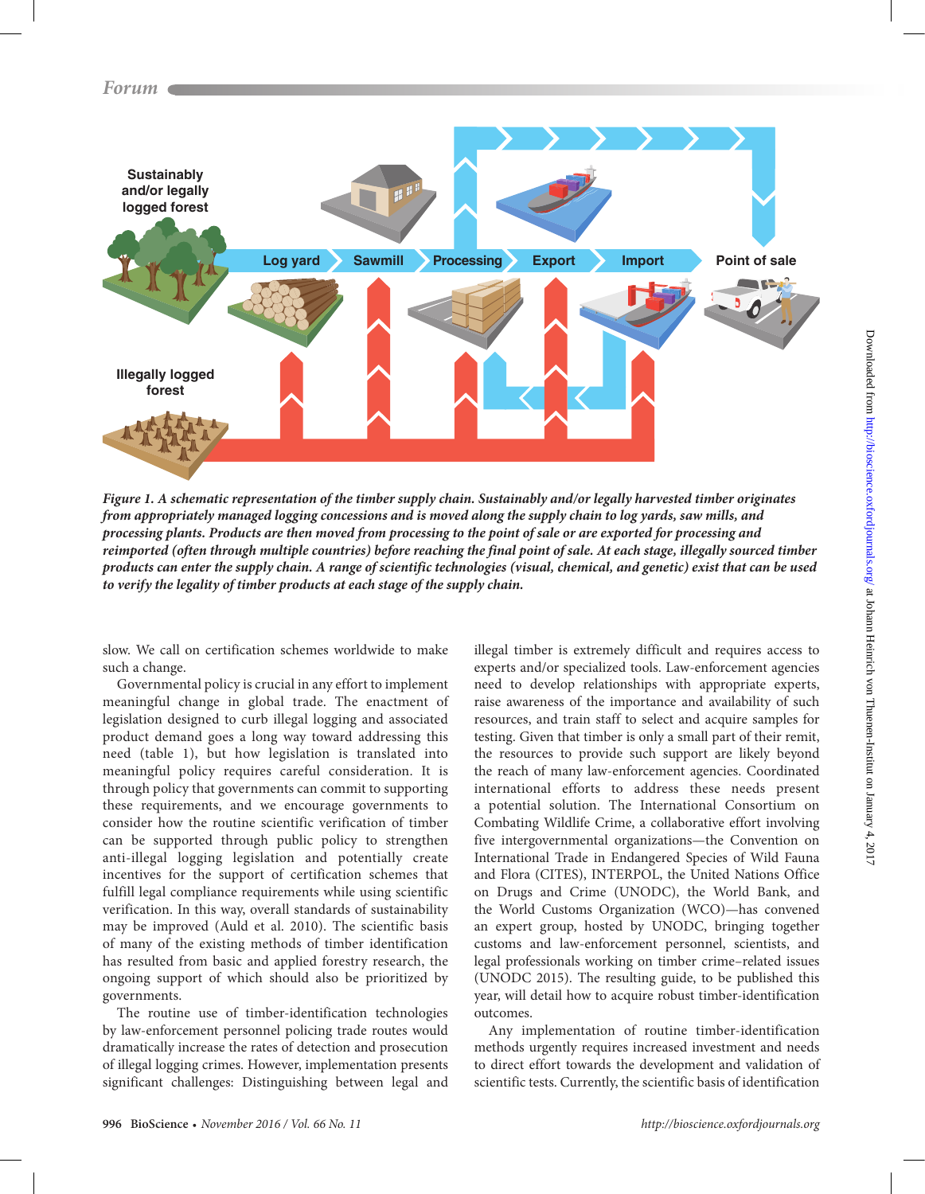Sustainably and/or legally logged forest

Log yard

Sawmill

Processing

Export

Import

Point of sale

Illegally logged forest

*Figure 1. A schematic representation of the timber supply chain. Sustainably and/or legally harvested timber originates from appropriately managed logging concessions and is moved along the supply chain to log yards, saw mills, and processing plants. Products are then moved from processing to the point of sale or are exported for processing and reimported (often through multiple countries) before reaching the final point of sale. At each stage, illegally sourced timber products can enter the supply chain. A range of scientific technologies (visual, chemical, and genetic) exist that can be used to verify the legality of timber products at each stage of the supply chain.*

slow. We call on certification schemes worldwide to make such a change.

Governmental policy is crucial in any effort to implement meaningful change in global trade. The enactment of legislation designed to curb illegal logging and associated product demand goes a long way toward addressing this need (table 1), but how legislation is translated into meaningful policy requires careful consideration. It is through policy that governments can commit to supporting these requirements, and we encourage governments to consider how the routine scientific verification of timber can be supported through public policy to strengthen anti-illegal logging legislation and potentially create incentives for the support of certification schemes that fulfill legal compliance requirements while using scientific verification. In this way, overall standards of sustainability may be improved (Auld et al. 2010). The scientific basis of many of the existing methods of timber identification has resulted from basic and applied forestry research, the ongoing support of which should also be prioritized by governments.

The routine use of timber-identification technologies by law-enforcement personnel policing trade routes would dramatically increase the rates of detection and prosecution of illegal logging crimes. However, implementation presents significant challenges: Distinguishing between legal and illegal timber is extremely difficult and requires access to experts and/or specialized tools. Law-enforcement agencies need to develop relationships with appropriate experts, raise awareness of the importance and availability of such resources, and train staff to select and acquire samples for testing. Given that timber is only a small part of their remit, the resources to provide such support are likely beyond the reach of many law-enforcement agencies. Coordinated international efforts to address these needs present a potential solution. The International Consortium on Combating Wildlife Crime, a collaborative effort involving five intergovernmental organizations—the Convention on International Trade in Endangered Species of Wild Fauna and Flora (CITES), INTERPOL, the United Nations Office on Drugs and Crime (UNODC), the World Bank, and the World Customs Organization (WCO)—has convened an expert group, hosted by UNODC, bringing together customs and law-enforcement personnel, scientists, and legal professionals working on timber crime–related issues (UNODC 2015). The resulting guide, to be published this year, will detail how to acquire robust timber-identification outcomes.

Any implementation of routine timber-identification methods urgently requires increased investment and needs to direct effort towards the development and validation of scientific tests. Currently, the scientific basis of identification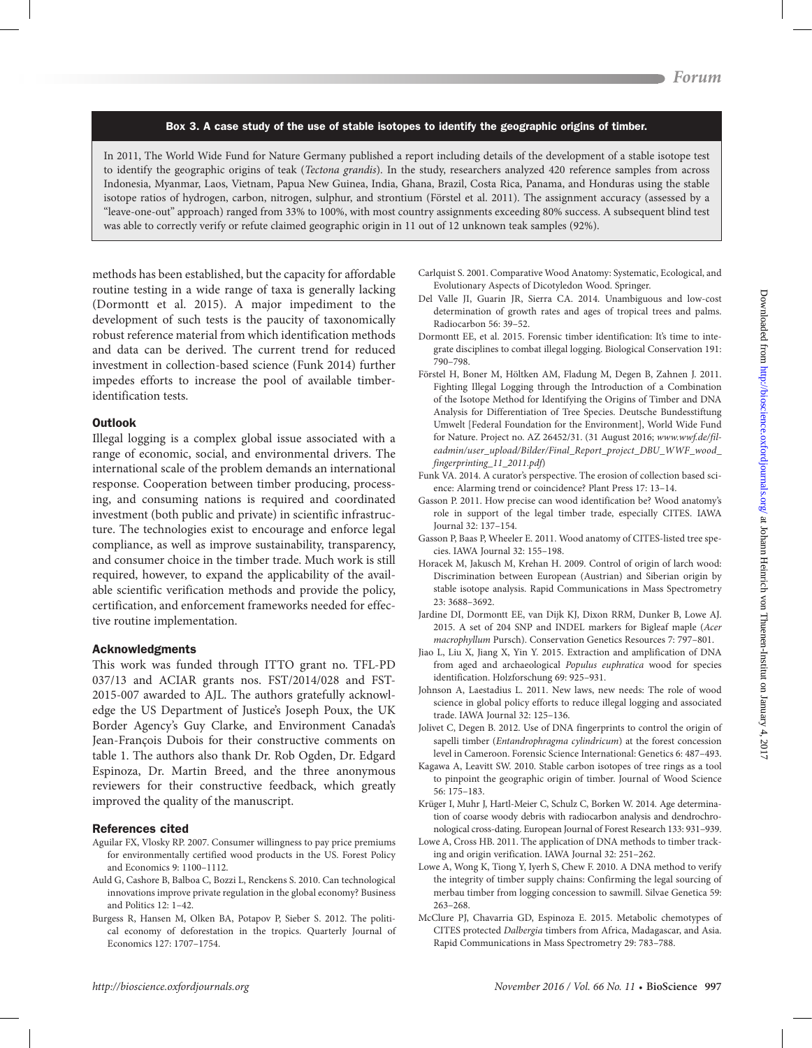**Box 3. A case study of the use of stable isotopes to identify the geographic origins of timber.**

In 2011, The World Wide Fund for Nature Germany published a report including details of the development of a stable isotope test to identify the geographic origins of teak (*Tectona grandis*). In the study, researchers analyzed 420 reference samples from across Indonesia, Myanmar, Laos, Vietnam, Papua New Guinea, India, Ghana, Brazil, Costa Rica, Panama, and Honduras using the stable isotope ratios of hydrogen, carbon, nitrogen, sulphur, and strontium (Förstel et al. 2011). The assignment accuracy (assessed by a "leave-one-out" approach) ranged from 33% to 100%, with most country assignments exceeding 80% success. A subsequent blind test was able to correctly verify or refute claimed geographic origin in 11 out of 12 unknown teak samples (92%).

methods has been established, but the capacity for affordable routine testing in a wide range of taxa is generally lacking (Dormontt et al. 2015). A major impediment to the development of such tests is the paucity of taxonomically robust reference material from which identification methods and data can be derived. The current trend for reduced investment in collection-based science (Funk 2014) further impedes efforts to increase the pool of available timber-identification tests.

### Outlook

Illegal logging is a complex global issue associated with a range of economic, social, and environmental drivers. The international scale of the problem demands an international response. Cooperation between timber producing, processing, and consuming nations is required and coordinated investment (both public and private) in scientific infrastructure. The technologies exist to encourage and enforce legal compliance, as well as improve sustainability, transparency, and consumer choice in the timber trade. Much work is still required, however, to expand the applicability of the available scientific verification methods and provide the policy, certification, and enforcement frameworks needed for effective routine implementation.

### Acknowledgments

This work was funded through ITTO grant no. TFL-PD 037/13 and ACIAR grants nos. FST/2014/028 and FST-2015-007 awarded to AJL. The authors gratefully acknowledge the US Department of Justice's Joseph Poux, the UK Border Agency's Guy Clarke, and Environment Canada's Jean-François Dubois for their constructive comments on table 1. The authors also thank Dr. Rob Ogden, Dr. Edgard Espinoza, Dr. Martin Breed, and the three anonymous reviewers for their constructive feedback, which greatly improved the quality of the manuscript.

### References cited

Aguilar FX, Vlosky RP. 2007. Consumer willingness to pay price premiums for environmentally certified wood products in the US. Forest Policy and Economics 9: 1100–1112.

Auld G, Cashore B, Balboa C, Bozzi L, Renckens S. 2010. Can technological innovations improve private regulation in the global economy? Business and Politics 12: 1–42.

Burgess R, Hansen M, Olken BA, Potapov P, Sieber S. 2012. The political economy of deforestation in the tropics. Quarterly Journal of Economics 127: 1707–1754.

Carlquist S. 2001. Comparative Wood Anatomy: Systematic, Ecological, and Evolutionary Aspects of Dicotyledon Wood. Springer.

Del Valle JI, Guarin JR, Sierra CA. 2014. Unambiguous and low-cost determination of growth rates and ages of tropical trees and palms. Radiocarbon 56: 39–52.

Dormontt EE, et al. 2015. Forensic timber identification: It's time to integrate disciplines to combat illegal logging. Biological Conservation 191: 790–798.

Förstel H, Boner M, Höltken AM, Fladung M, Degen B, Zahnen J. 2011. Fighting Illegal Logging through the Introduction of a Combination of the Isotope Method for Identifying the Origins of Timber and DNA Analysis for Differentiation of Tree Species. Deutsche Bundesstiftung Umwelt [Federal Foundation for the Environment], World Wide Fund for Nature. Project no. AZ 26452/31. (31 August 2016; *www.wwf.de/fileadmin/user_upload/Bilder/Final_Report_project_DBU_WWF_wood_fingerprinting_11_2011.pdf*)

Funk VA. 2014. A curator's perspective. The erosion of collection based science: Alarming trend or coincidence? Plant Press 17: 13–14.

Gasson P. 2011. How precise can wood identification be? Wood anatomy's role in support of the legal timber trade, especially CITES. IAWA Journal 32: 137–154.

Gasson P, Baas P, Wheeler E. 2011. Wood anatomy of CITES-listed tree species. IAWA Journal 32: 155–198.

Horacek M, Jakusch M, Krehan H. 2009. Control of origin of larch wood: Discrimination between European (Austrian) and Siberian origin by stable isotope analysis. Rapid Communications in Mass Spectrometry 23: 3688–3692.

Jardine DI, Dormontt EE, van Dijk KJ, Dixon RRM, Dunker B, Lowe AJ. 2015. A set of 204 SNP and INDEL markers for Bigleaf maple (*Acer macrophyllum* Pursch). Conservation Genetics Resources 7: 797–801.

Jiao L, Liu X, Jiang X, Yin Y. 2015. Extraction and amplification of DNA from aged and archaeological *Populus euphratica* wood for species identification. Holzforschung 69: 925–931.

Johnson A, Laestadius L. 2011. New laws, new needs: The role of wood science in global policy efforts to reduce illegal logging and associated trade. IAWA Journal 32: 125–136.

Jolivet C, Degen B. 2012. Use of DNA fingerprints to control the origin of sapelli timber (*Entandrophragma cylindricum*) at the forest concession level in Cameroon. Forensic Science International: Genetics 6: 487–493.

Kagawa A, Leavitt SW. 2010. Stable carbon isotopes of tree rings as a tool to pinpoint the geographic origin of timber. Journal of Wood Science 56: 175–183.

Krüger I, Muhr J, Hartl-Meier C, Schulz C, Borken W. 2014. Age determination of coarse woody debris with radiocarbon analysis and dendrochronological cross-dating. European Journal of Forest Research 133: 931–939.

Lowe A, Cross HB. 2011. The application of DNA methods to timber tracking and origin verification. IAWA Journal 32: 251–262.

Lowe A, Wong K, Tiong Y, Iyerh S, Chew F. 2010. A DNA method to verify the integrity of timber supply chains: Confirming the legal sourcing of merbau timber from logging concession to sawmill. Silvae Genetica 59: 263–268.

McClure PJ, Chavarria GD, Espinoza E. 2015. Metabolic chemotypes of CITES protected *Dalbergia* timbers from Africa, Madagascar, and Asia. Rapid Communications in Mass Spectrometry 29: 783–788.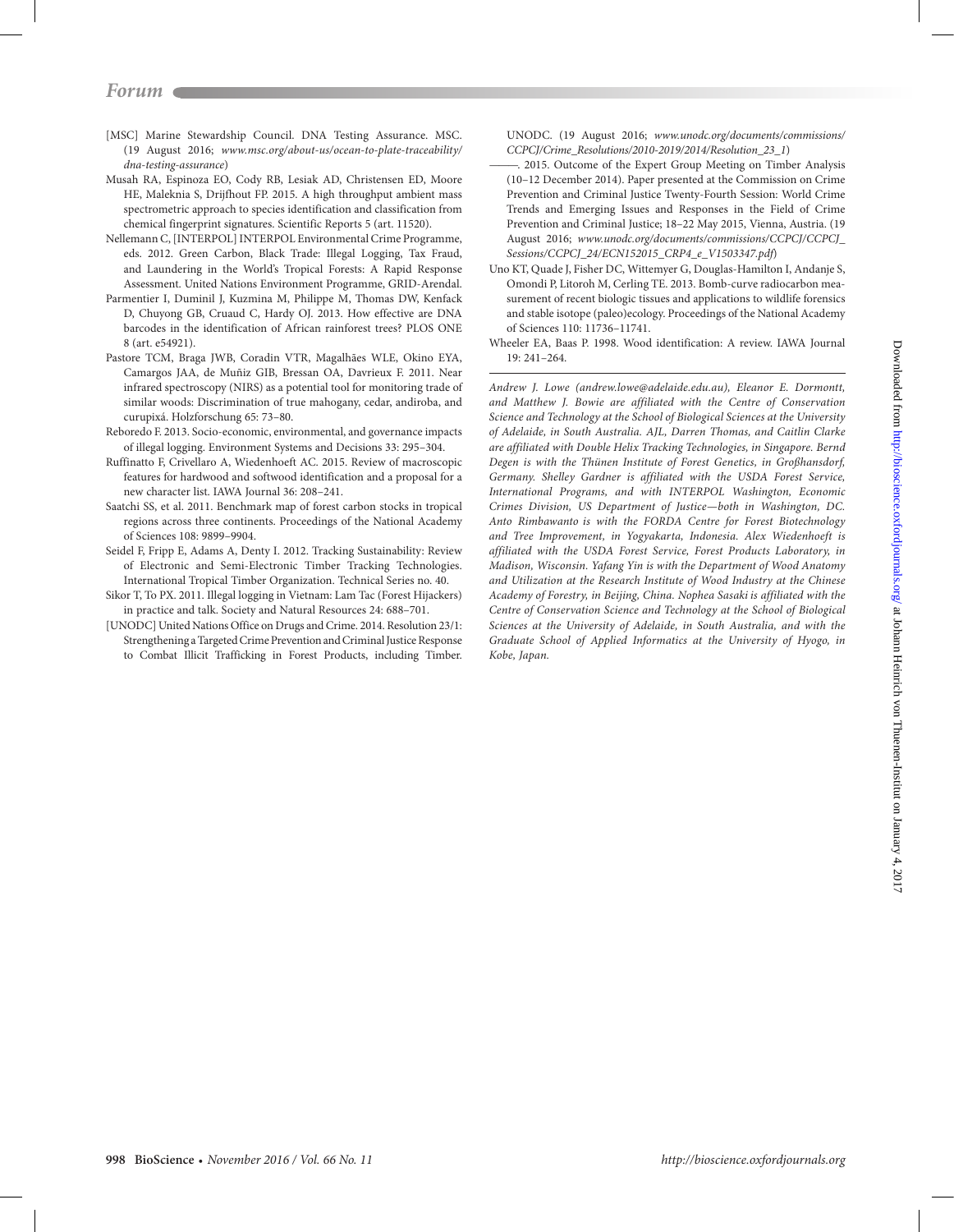[MSC] Marine Stewardship Council. DNA Testing Assurance. MSC. (19 August 2016; *www.msc.org/about-us/ocean-to-plate-traceability/dna-testing-assurance*)

Musah RA, Espinoza EO, Cody RB, Lesiak AD, Christensen ED, Moore HE, Maleknia S, Drijfhout FP. 2015. A high throughput ambient mass spectrometric approach to species identification and classification from chemical fingerprint signatures. Scientific Reports 5 (art. 11520).

Nellemann C, [INTERPOL] INTERPOL Environmental Crime Programme, eds. 2012. Green Carbon, Black Trade: Illegal Logging, Tax Fraud, and Laundering in the World's Tropical Forests: A Rapid Response Assessment. United Nations Environment Programme, GRID-Arendal.

Parmentier I, Duminil J, Kuzmina M, Philippe M, Thomas DW, Kenfack D, Chuyong GB, Cruaud C, Hardy OJ. 2013. How effective are DNA barcodes in the identification of African rainforest trees? PLOS ONE 8 (art. e54921).

Pastore TCM, Braga JWB, Coradin VTR, Magalhães WLE, Okino EYA, Camargos JAA, de Muñiz GIB, Bressan OA, Davrieux F. 2011. Near infrared spectroscopy (NIRS) as a potential tool for monitoring trade of similar woods: Discrimination of true mahogany, cedar, andiroba, and curupixá. Holzforschung 65: 73–80.

Reboredo F. 2013. Socio-economic, environmental, and governance impacts of illegal logging. Environment Systems and Decisions 33: 295–304.

Ruffinatto F, Crivellaro A, Wiedenhoeft AC. 2015. Review of macroscopic features for hardwood and softwood identification and a proposal for a new character list. IAWA Journal 36: 208–241.

Saatchi SS, et al. 2011. Benchmark map of forest carbon stocks in tropical regions across three continents. Proceedings of the National Academy of Sciences 108: 9899–9904.

Seidel F, Fripp E, Adams A, Denty I. 2012. Tracking Sustainability: Review of Electronic and Semi-Electronic Timber Tracking Technologies. International Tropical Timber Organization. Technical Series no. 40.

Sikor T, To PX. 2011. Illegal logging in Vietnam: Lam Tac (Forest Hijackers) in practice and talk. Society and Natural Resources 24: 688–701.

[UNODC] United Nations Office on Drugs and Crime. 2014. Resolution 23/1: Strengthening a Targeted Crime Prevention and Criminal Justice Response to Combat Illicit Trafficking in Forest Products, including Timber. UNODC. (19 August 2016; *www.unodc.org/documents/commissions/CCPCJ/Crime_Resolutions/2010-2019/2014/Resolution_23_1*)

———. 2015. Outcome of the Expert Group Meeting on Timber Analysis (10–12 December 2014). Paper presented at the Commission on Crime Prevention and Criminal Justice Twenty-Fourth Session: World Crime Trends and Emerging Issues and Responses in the Field of Crime Prevention and Criminal Justice; 18–22 May 2015, Vienna, Austria. (19 August 2016; *www.unodc.org/documents/commissions/CCPCJ/CCPCJ_Sessions/CCPCJ_24/ECN152015_CRP4_e_V1503347.pdf*)

Uno KT, Quade J, Fisher DC, Wittemyer G, Douglas-Hamilton I, Andanje S, Omondi P, Litoroh M, Cerling TE. 2013. Bomb-curve radiocarbon measurement of recent biologic tissues and applications to wildlife forensics and stable isotope (paleo)ecology. Proceedings of the National Academy of Sciences 110: 11736–11741.

Wheeler EA, Baas P. 1998. Wood identification: A review. IAWA Journal 19: 241–264.

*Andrew J. Lowe (andrew.lowe@adelaide.edu.au), Eleanor E. Dormontt, and Matthew J. Bowie are affiliated with the Centre of Conservation Science and Technology at the School of Biological Sciences at the University of Adelaide, in South Australia. AJL, Darren Thomas, and Caitlin Clarke are affiliated with Double Helix Tracking Technologies, in Singapore. Bernd Degen is with the Thünen Institute of Forest Genetics, in Großhansdorf, Germany. Shelley Gardner is affiliated with the USDA Forest Service, International Programs, and with INTERPOL Washington, Economic Crimes Division, US Department of Justice—both in Washington, DC. Anto Rimbawanto is with the FORDA Centre for Forest Biotechnology and Tree Improvement, in Yogyakarta, Indonesia. Alex Wiedenhoeft is affiliated with the USDA Forest Service, Forest Products Laboratory, in Madison, Wisconsin. Yafang Yin is with the Department of Wood Anatomy and Utilization at the Research Institute of Wood Industry at the Chinese Academy of Forestry, in Beijing, China. Nophea Sasaki is affiliated with the Centre of Conservation Science and Technology at the School of Biological Sciences at the University of Adelaide, in South Australia, and with the Graduate School of Applied Informatics at the University of Hyogo, in Kobe, Japan.*